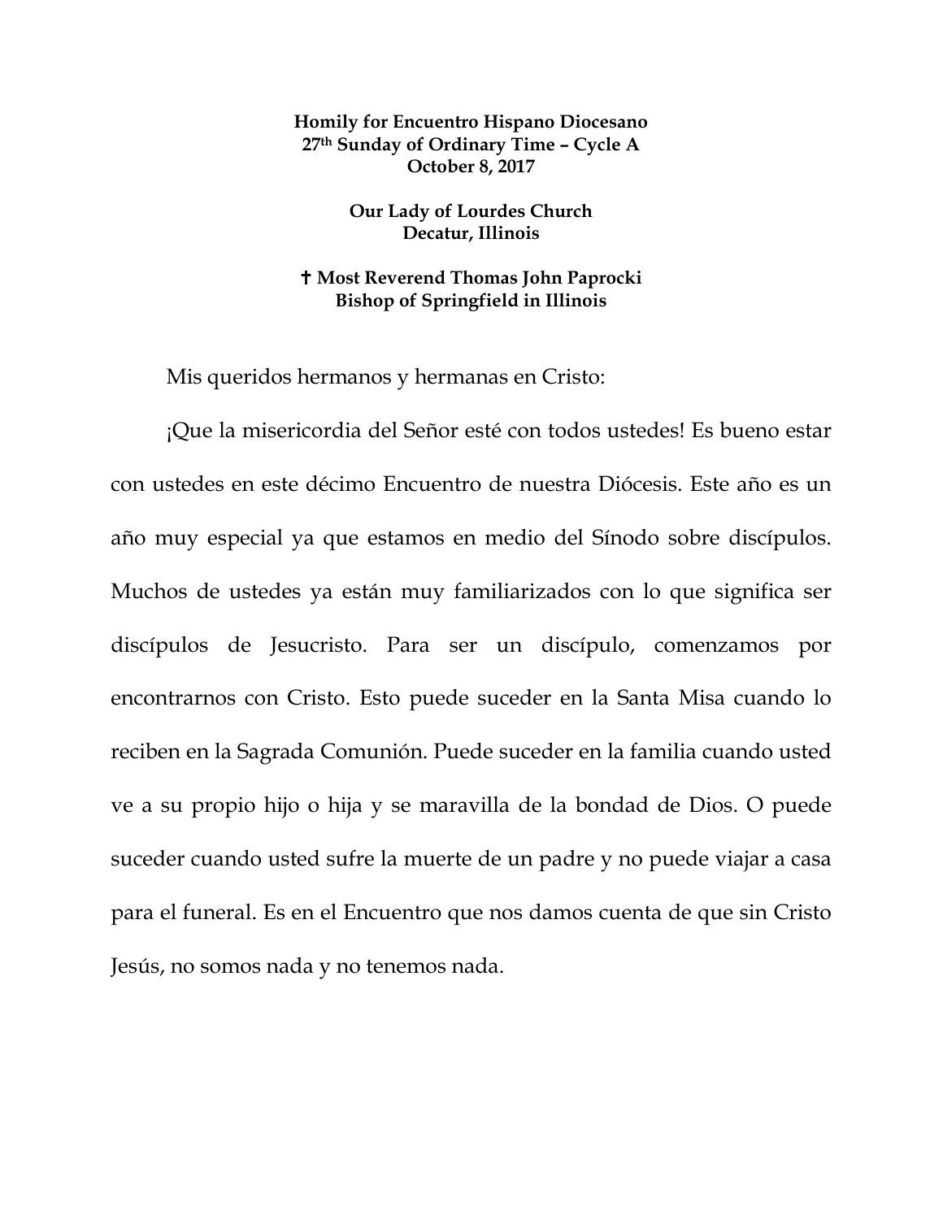**Homily for Encuentro Hispano Diocesano**
**27th Sunday of Ordinary Time – Cycle A**
**October 8, 2017**

**Our Lady of Lourdes Church**
**Decatur, Illinois**

**✝ Most Reverend Thomas John Paprocki**
**Bishop of Springfield in Illinois**

Mis queridos hermanos y hermanas en Cristo:

¡Que la misericordia del Señor esté con todos ustedes! Es bueno estar con ustedes en este décimo Encuentro de nuestra Diócesis. Este año es un año muy especial ya que estamos en medio del Sínodo sobre discípulos. Muchos de ustedes ya están muy familiarizados con lo que significa ser discípulos de Jesucristo. Para ser un discípulo, comenzamos por encontrarnos con Cristo. Esto puede suceder en la Santa Misa cuando lo reciben en la Sagrada Comunión. Puede suceder en la familia cuando usted ve a su propio hijo o hija y se maravilla de la bondad de Dios. O puede suceder cuando usted sufre la muerte de un padre y no puede viajar a casa para el funeral. Es en el Encuentro que nos damos cuenta de que sin Cristo Jesús, no somos nada y no tenemos nada.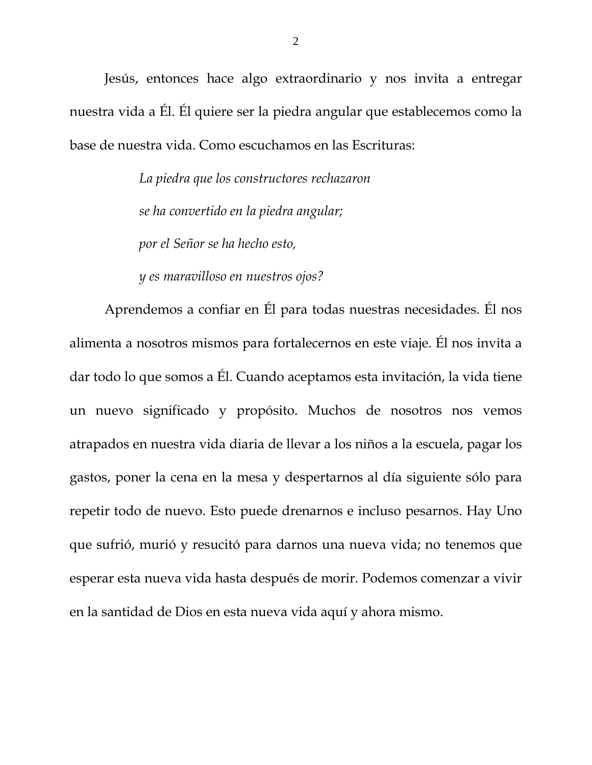Jesús, entonces hace algo extraordinario y nos invita a entregar nuestra vida a Él. Él quiere ser la piedra angular que establecemos como la base de nuestra vida. Como escuchamos en las Escrituras:

> *La piedra que los constructores rechazaron*
> *se ha convertido en la piedra angular;*
> *por el Señor se ha hecho esto,*
> *y es maravilloso en nuestros ojos?*

Aprendemos a confiar en Él para todas nuestras necesidades. Él nos alimenta a nosotros mismos para fortalecernos en este viaje. Él nos invita a dar todo lo que somos a Él. Cuando aceptamos esta invitación, la vida tiene un nuevo significado y propósito. Muchos de nosotros nos vemos atrapados en nuestra vida diaria de llevar a los niños a la escuela, pagar los gastos, poner la cena en la mesa y despertarnos al día siguiente sólo para repetir todo de nuevo. Esto puede drenarnos e incluso pesarnos. Hay Uno que sufrió, murió y resucitó para darnos una nueva vida; no tenemos que esperar esta nueva vida hasta después de morir. Podemos comenzar a vivir en la santidad de Dios en esta nueva vida aquí y ahora mismo.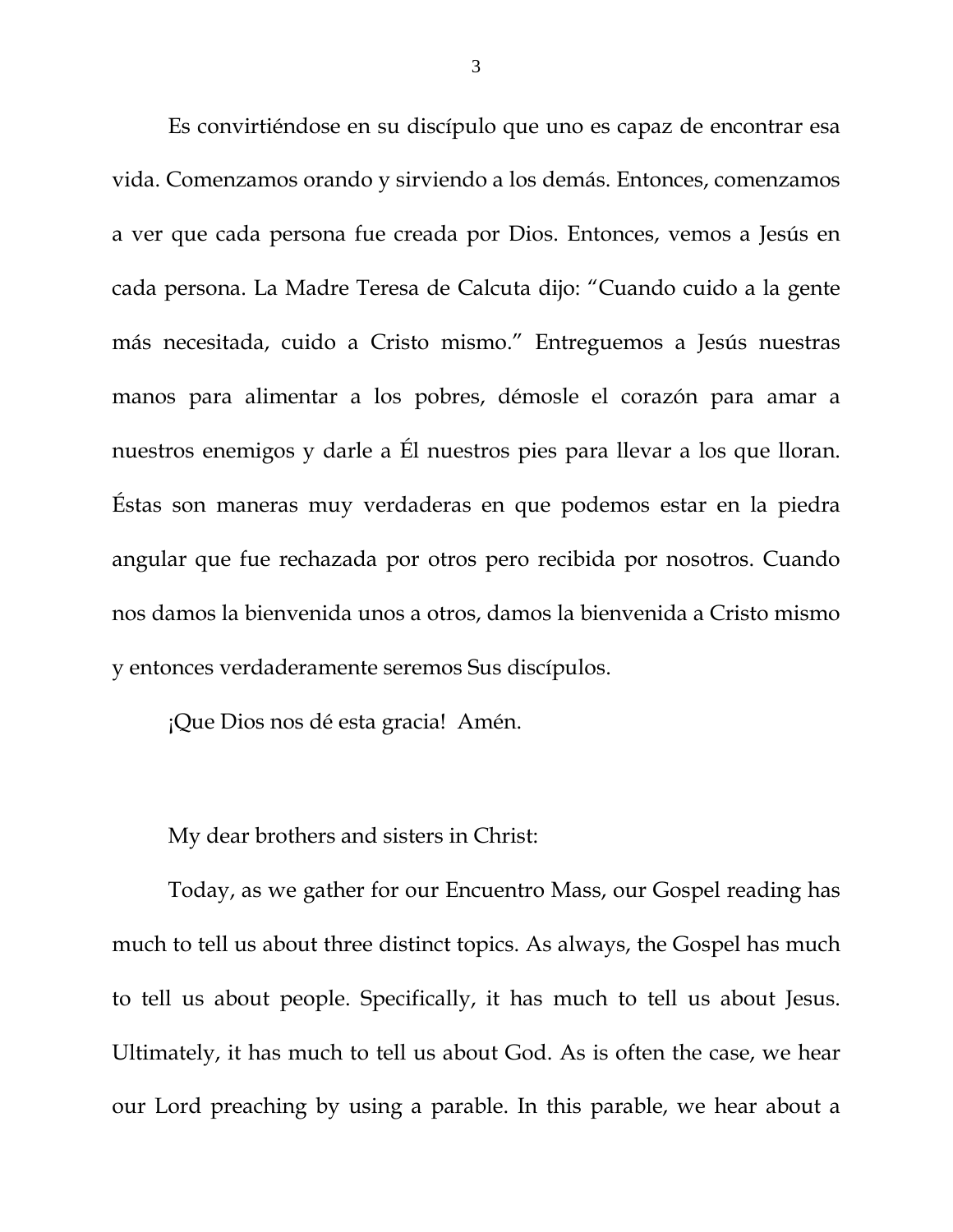Es convirtiéndose en su discípulo que uno es capaz de encontrar esa vida. Comenzamos orando y sirviendo a los demás. Entonces, comenzamos a ver que cada persona fue creada por Dios. Entonces, vemos a Jesús en cada persona. La Madre Teresa de Calcuta dijo: "Cuando cuido a la gente más necesitada, cuido a Cristo mismo." Entreguemos a Jesús nuestras manos para alimentar a los pobres, démosle el corazón para amar a nuestros enemigos y darle a Él nuestros pies para llevar a los que lloran. Éstas son maneras muy verdaderas en que podemos estar en la piedra angular que fue rechazada por otros pero recibida por nosotros. Cuando nos damos la bienvenida unos a otros, damos la bienvenida a Cristo mismo y entonces verdaderamente seremos Sus discípulos.

¡Que Dios nos dé esta gracia! Amén.

My dear brothers and sisters in Christ:

Today, as we gather for our Encuentro Mass, our Gospel reading has much to tell us about three distinct topics. As always, the Gospel has much to tell us about people. Specifically, it has much to tell us about Jesus. Ultimately, it has much to tell us about God. As is often the case, we hear our Lord preaching by using a parable. In this parable, we hear about a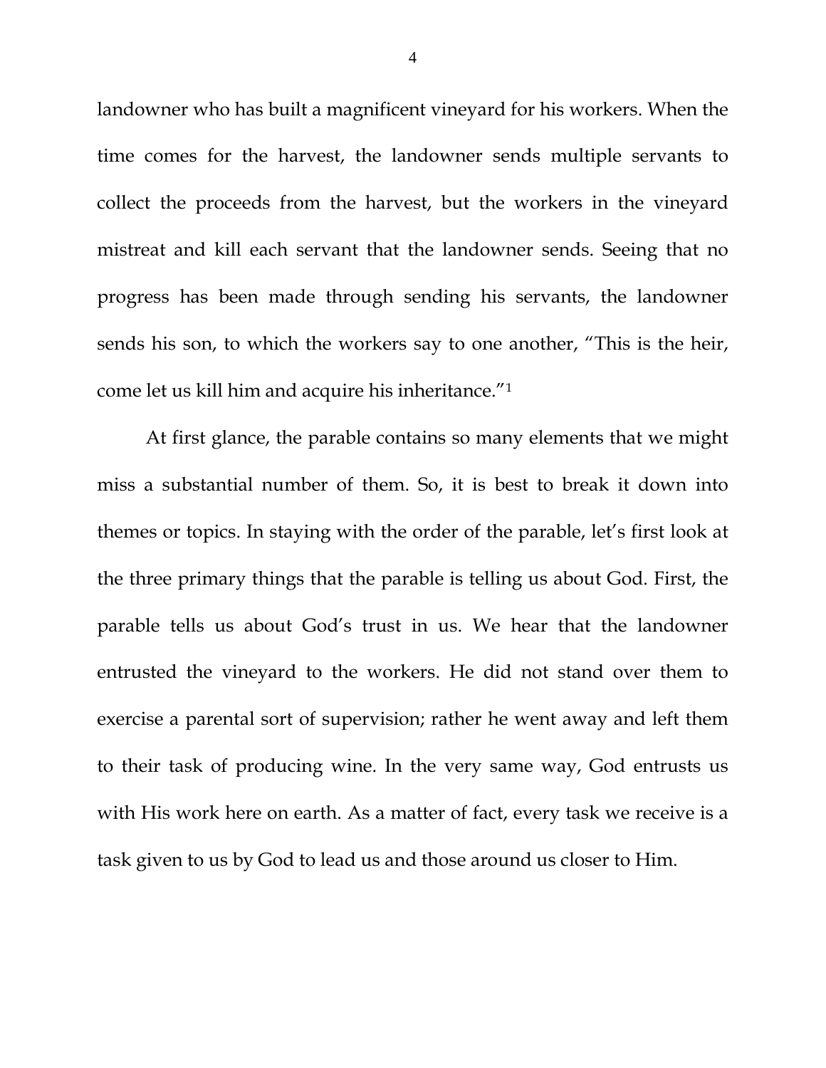landowner who has built a magnificent vineyard for his workers. When the time comes for the harvest, the landowner sends multiple servants to collect the proceeds from the harvest, but the workers in the vineyard mistreat and kill each servant that the landowner sends. Seeing that no progress has been made through sending his servants, the landowner sends his son, to which the workers say to one another, "This is the heir, come let us kill him and acquire his inheritance."[1]

At first glance, the parable contains so many elements that we might miss a substantial number of them. So, it is best to break it down into themes or topics. In staying with the order of the parable, let's first look at the three primary things that the parable is telling us about God. First, the parable tells us about God's trust in us. We hear that the landowner entrusted the vineyard to the workers. He did not stand over them to exercise a parental sort of supervision; rather he went away and left them to their task of producing wine. In the very same way, God entrusts us with His work here on earth. As a matter of fact, every task we receive is a task given to us by God to lead us and those around us closer to Him.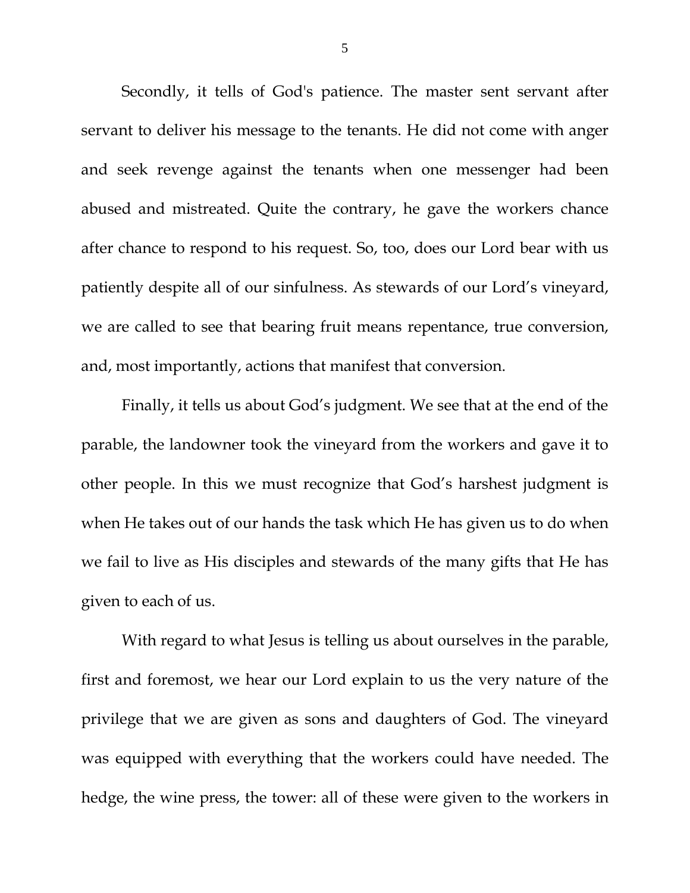Secondly, it tells of God's patience. The master sent servant after servant to deliver his message to the tenants. He did not come with anger and seek revenge against the tenants when one messenger had been abused and mistreated. Quite the contrary, he gave the workers chance after chance to respond to his request. So, too, does our Lord bear with us patiently despite all of our sinfulness. As stewards of our Lord's vineyard, we are called to see that bearing fruit means repentance, true conversion, and, most importantly, actions that manifest that conversion.

Finally, it tells us about God's judgment. We see that at the end of the parable, the landowner took the vineyard from the workers and gave it to other people. In this we must recognize that God's harshest judgment is when He takes out of our hands the task which He has given us to do when we fail to live as His disciples and stewards of the many gifts that He has given to each of us.

With regard to what Jesus is telling us about ourselves in the parable, first and foremost, we hear our Lord explain to us the very nature of the privilege that we are given as sons and daughters of God. The vineyard was equipped with everything that the workers could have needed. The hedge, the wine press, the tower: all of these were given to the workers in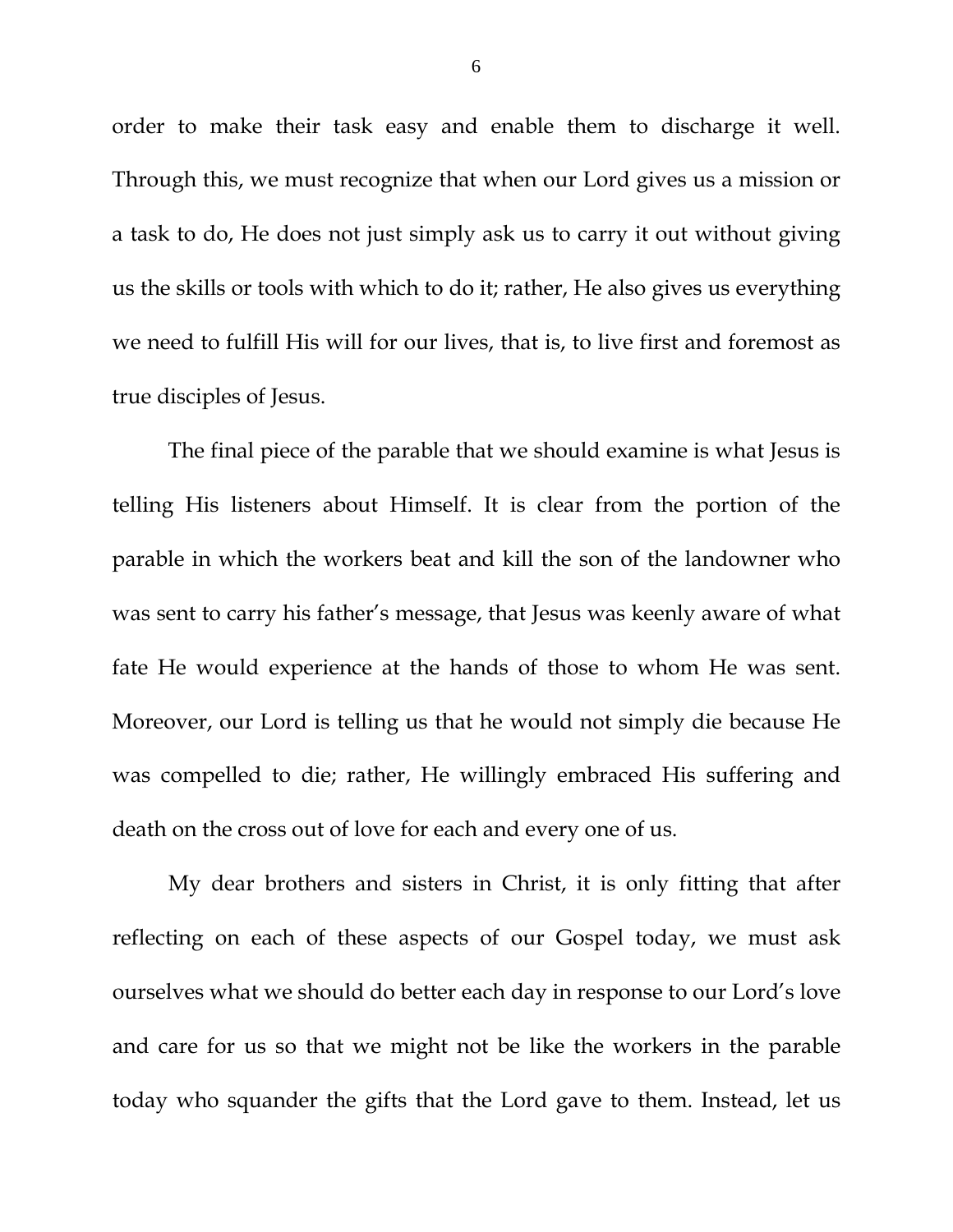order to make their task easy and enable them to discharge it well. Through this, we must recognize that when our Lord gives us a mission or a task to do, He does not just simply ask us to carry it out without giving us the skills or tools with which to do it; rather, He also gives us everything we need to fulfill His will for our lives, that is, to live first and foremost as true disciples of Jesus.

The final piece of the parable that we should examine is what Jesus is telling His listeners about Himself. It is clear from the portion of the parable in which the workers beat and kill the son of the landowner who was sent to carry his father's message, that Jesus was keenly aware of what fate He would experience at the hands of those to whom He was sent. Moreover, our Lord is telling us that he would not simply die because He was compelled to die; rather, He willingly embraced His suffering and death on the cross out of love for each and every one of us.

My dear brothers and sisters in Christ, it is only fitting that after reflecting on each of these aspects of our Gospel today, we must ask ourselves what we should do better each day in response to our Lord's love and care for us so that we might not be like the workers in the parable today who squander the gifts that the Lord gave to them. Instead, let us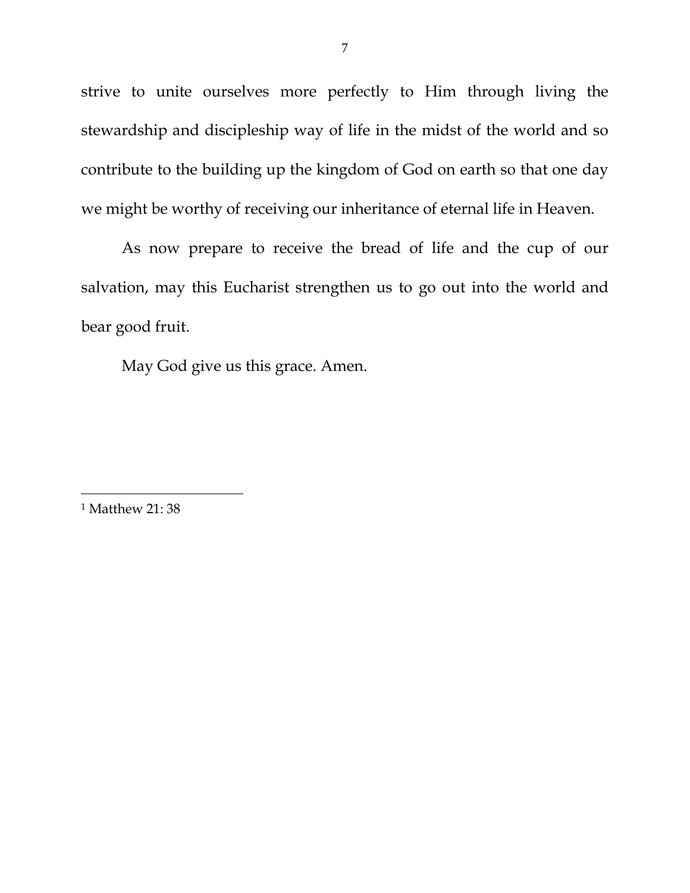strive to unite ourselves more perfectly to Him through living the stewardship and discipleship way of life in the midst of the world and so contribute to the building up the kingdom of God on earth so that one day we might be worthy of receiving our inheritance of eternal life in Heaven.

As now prepare to receive the bread of life and the cup of our salvation, may this Eucharist strengthen us to go out into the world and bear good fruit.

May God give us this grace. Amen.

---

[1] Matthew 21: 38